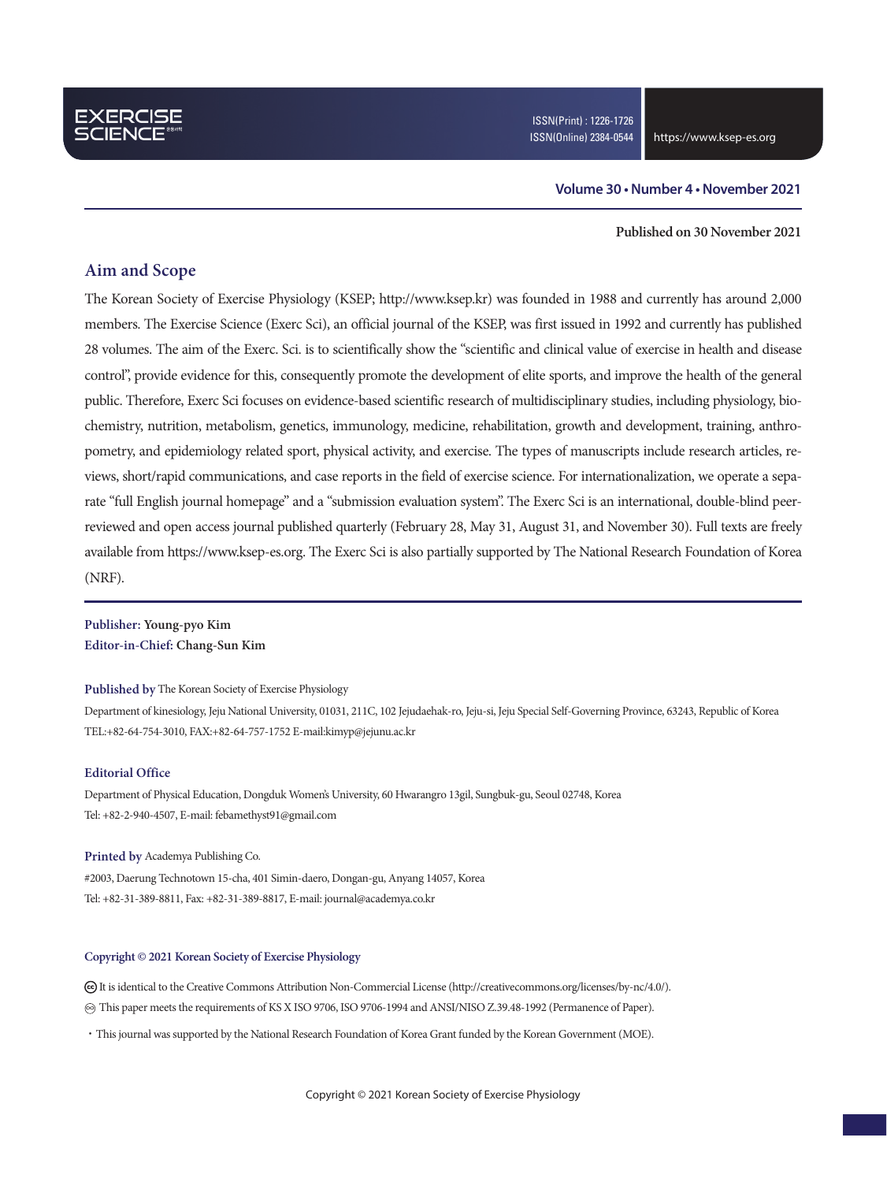EXERCISE SCIENCE

ISSN(Print) : 1226-1726
ISSN(Online) 2384-0544

https://www.ksep-es.org

**Volume 30 • Number 4 • November 2021**

**Published on 30 November 2021**

## Aim and Scope

The Korean Society of Exercise Physiology (KSEP; http://www.ksep.kr) was founded in 1988 and currently has around 2,000 members. The Exercise Science (Exerc Sci), an official journal of the KSEP, was first issued in 1992 and currently has published 28 volumes. The aim of the Exerc. Sci. is to scientifically show the "scientific and clinical value of exercise in health and disease control", provide evidence for this, consequently promote the development of elite sports, and improve the health of the general public. Therefore, Exerc Sci focuses on evidence-based scientific research of multidisciplinary studies, including physiology, biochemistry, nutrition, metabolism, genetics, immunology, medicine, rehabilitation, growth and development, training, anthropometry, and epidemiology related sport, physical activity, and exercise. The types of manuscripts include research articles, reviews, short/rapid communications, and case reports in the field of exercise science. For internationalization, we operate a separate "full English journal homepage" and a "submission evaluation system". The Exerc Sci is an international, double-blind peer-reviewed and open access journal published quarterly (February 28, May 31, August 31, and November 30). Full texts are freely available from https://www.ksep-es.org. The Exerc Sci is also partially supported by The National Research Foundation of Korea (NRF).

**Publisher:** Young-pyo Kim
**Editor-in-Chief:** Chang-Sun Kim

**Published by** The Korean Society of Exercise Physiology
Department of kinesiology, Jeju National University, 01031, 211C, 102 Jejudaehak-ro, Jeju-si, Jeju Special Self-Governing Province, 63243, Republic of Korea
TEL:+82-64-754-3010, FAX:+82-64-757-1752 E-mail:kimyp@jejunu.ac.kr

**Editorial Office**
Department of Physical Education, Dongduk Women's University, 60 Hwarangro 13gil, Sungbuk-gu, Seoul 02748, Korea
Tel: +82-2-940-4507, E-mail: febamethyst91@gmail.com

**Printed by** Academya Publishing Co.
#2003, Daerung Technotown 15-cha, 401 Simin-daero, Dongan-gu, Anyang 14057, Korea
Tel: +82-31-389-8811, Fax: +82-31-389-8817, E-mail: journal@academya.co.kr

**Copyright © 2021 Korean Society of Exercise Physiology**

It is identical to the Creative Commons Attribution Non-Commercial License (http://creativecommons.org/licenses/by-nc/4.0/).

This paper meets the requirements of KS X ISO 9706, ISO 9706-1994 and ANSI/NISO Z.39.48-1992 (Permanence of Paper).

- This journal was supported by the National Research Foundation of Korea Grant funded by the Korean Government (MOE).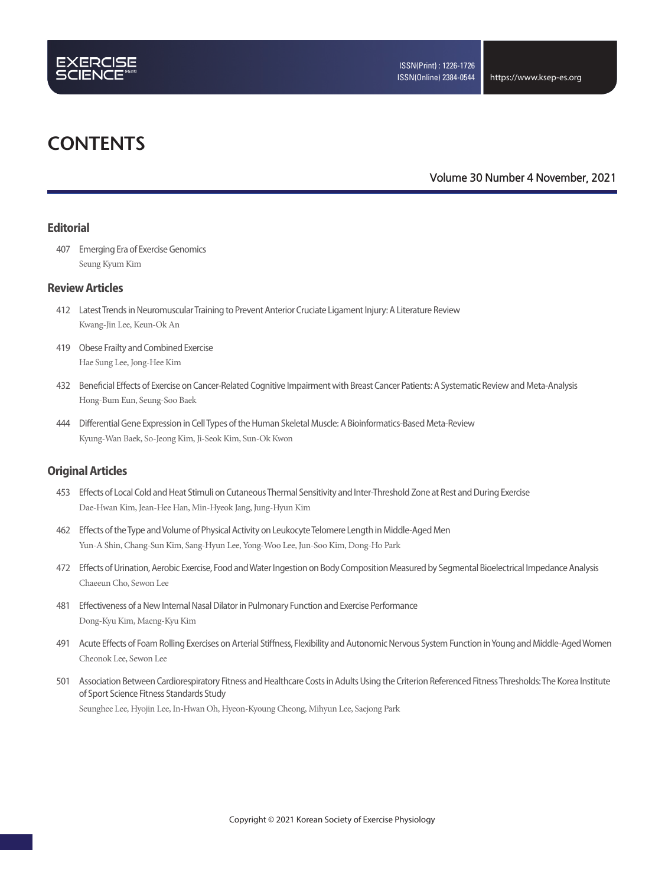# CONTENTS

Volume 30 Number 4 November, 2021

## Editorial

407 Emerging Era of Exercise Genomics
Seung Kyum Kim

## Review Articles

412 Latest Trends in Neuromuscular Training to Prevent Anterior Cruciate Ligament Injury: A Literature Review
Kwang-Jin Lee, Keun-Ok An

419 Obese Frailty and Combined Exercise
Hae Sung Lee, Jong-Hee Kim

432 Beneficial Effects of Exercise on Cancer-Related Cognitive Impairment with Breast Cancer Patients: A Systematic Review and Meta-Analysis
Hong-Bum Eun, Seung-Soo Baek

444 Differential Gene Expression in Cell Types of the Human Skeletal Muscle: A Bioinformatics-Based Meta-Review
Kyung-Wan Baek, So-Jeong Kim, Ji-Seok Kim, Sun-Ok Kwon

## Original Articles

453 Effects of Local Cold and Heat Stimuli on Cutaneous Thermal Sensitivity and Inter-Threshold Zone at Rest and During Exercise
Dae-Hwan Kim, Jean-Hee Han, Min-Hyeok Jang, Jung-Hyun Kim

462 Effects of the Type and Volume of Physical Activity on Leukocyte Telomere Length in Middle-Aged Men
Yun-A Shin, Chang-Sun Kim, Sang-Hyun Lee, Yong-Woo Lee, Jun-Soo Kim, Dong-Ho Park

472 Effects of Urination, Aerobic Exercise, Food and Water Ingestion on Body Composition Measured by Segmental Bioelectrical Impedance Analysis
Chaeeun Cho, Sewon Lee

481 Effectiveness of a New Internal Nasal Dilator in Pulmonary Function and Exercise Performance
Dong-Kyu Kim, Maeng-Kyu Kim

491 Acute Effects of Foam Rolling Exercises on Arterial Stiffness, Flexibility and Autonomic Nervous System Function in Young and Middle-Aged Women
Cheonok Lee, Sewon Lee

501 Association Between Cardiorespiratory Fitness and Healthcare Costs in Adults Using the Criterion Referenced Fitness Thresholds: The Korea Institute of Sport Science Fitness Standards Study
Seunghee Lee, Hyojin Lee, In-Hwan Oh, Hyeon-Kyoung Cheong, Mihyun Lee, Saejong Park

Copyright © 2021 Korean Society of Exercise Physiology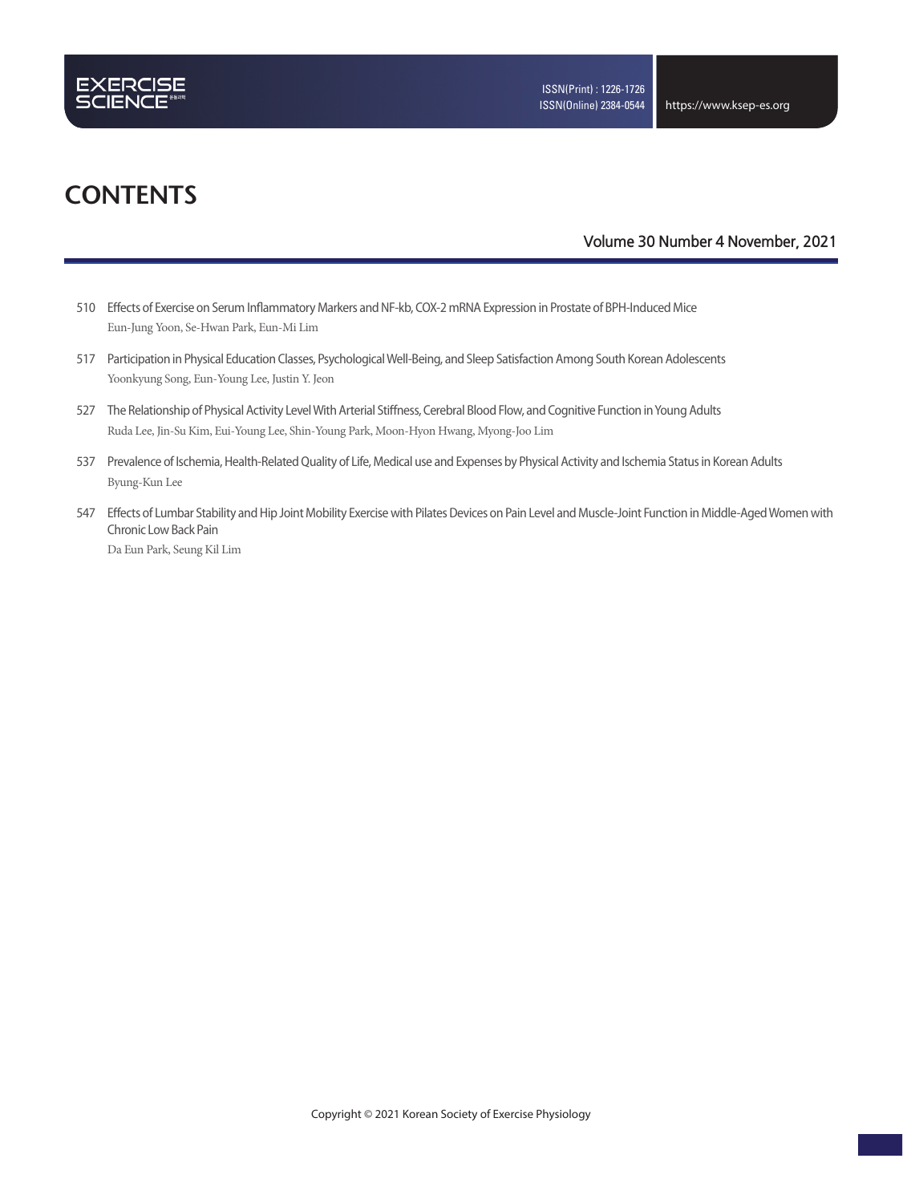# CONTENTS

Volume 30 Number 4 November, 2021

510 Effects of Exercise on Serum Inflammatory Markers and NF-kb, COX-2 mRNA Expression in Prostate of BPH-Induced Mice
Eun-Jung Yoon, Se-Hwan Park, Eun-Mi Lim

517 Participation in Physical Education Classes, Psychological Well-Being, and Sleep Satisfaction Among South Korean Adolescents
Yoonkyung Song, Eun-Young Lee, Justin Y. Jeon

527 The Relationship of Physical Activity Level With Arterial Stiffness, Cerebral Blood Flow, and Cognitive Function in Young Adults
Ruda Lee, Jin-Su Kim, Eui-Young Lee, Shin-Young Park, Moon-Hyon Hwang, Myong-Joo Lim

537 Prevalence of Ischemia, Health-Related Quality of Life, Medical use and Expenses by Physical Activity and Ischemia Status in Korean Adults
Byung-Kun Lee

547 Effects of Lumbar Stability and Hip Joint Mobility Exercise with Pilates Devices on Pain Level and Muscle-Joint Function in Middle-Aged Women with Chronic Low Back Pain
Da Eun Park, Seung Kil Lim

Copyright © 2021 Korean Society of Exercise Physiology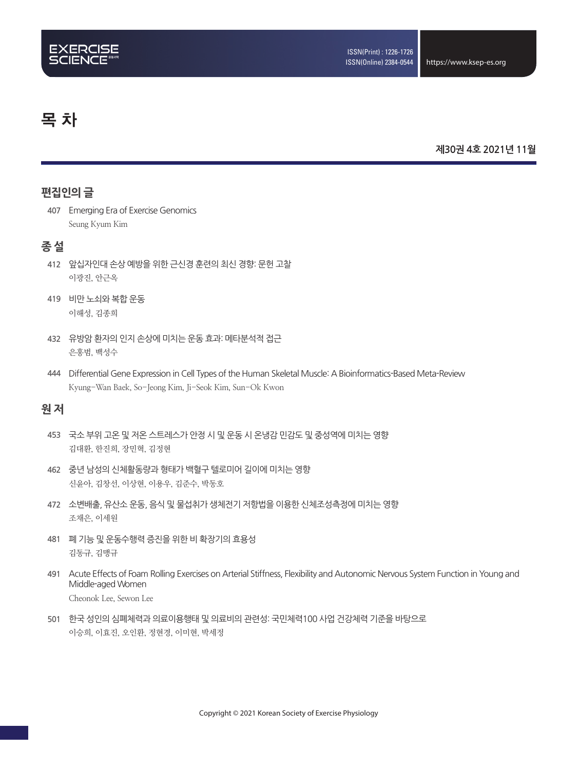# 목 차

**제30권 4호 2021년 11월**

## 편집인의 글

407 Emerging Era of Exercise Genomics
Seung Kyum Kim

## 종 설

412 앞십자인대 손상 예방을 위한 근신경 훈련의 최신 경향: 문헌 고찰
이광진, 안근옥

419 비만 노쇠와 복합 운동
이해성, 김종희

432 유방암 환자의 인지 손상에 미치는 운동 효과: 메타분석적 접근
은홍범, 백성수

444 Differential Gene Expression in Cell Types of the Human Skeletal Muscle: A Bioinformatics-Based Meta-Review
Kyung-Wan Baek, So-Jeong Kim, Ji-Seok Kim, Sun-Ok Kwon

## 원 저

453 국소 부위 고온 및 저온 스트레스가 안정 시 및 운동 시 온냉감 민감도 및 중성역에 미치는 영향
김대환, 한진희, 장민혁, 김정현

462 중년 남성의 신체활동량과 형태가 백혈구 텔로미어 길이에 미치는 영향
신윤아, 김창선, 이상현, 이용우, 김준수, 박동호

472 소변배출, 유산소 운동, 음식 및 물섭취가 생체전기 저항법을 이용한 신체조성측정에 미치는 영향
조채은, 이세원

481 폐 기능 및 운동수행력 증진을 위한 비 확장기의 효용성
김동규, 김맹규

491 Acute Effects of Foam Rolling Exercises on Arterial Stiffness, Flexibility and Autonomic Nervous System Function in Young and Middle-aged Women
Cheonok Lee, Sewon Lee

501 한국 성인의 심폐체력과 의료이용행태 및 의료비의 관련성: 국민체력100 사업 건강체력 기준을 바탕으로
이승희, 이효진, 오인환, 정현경, 이미현, 박세정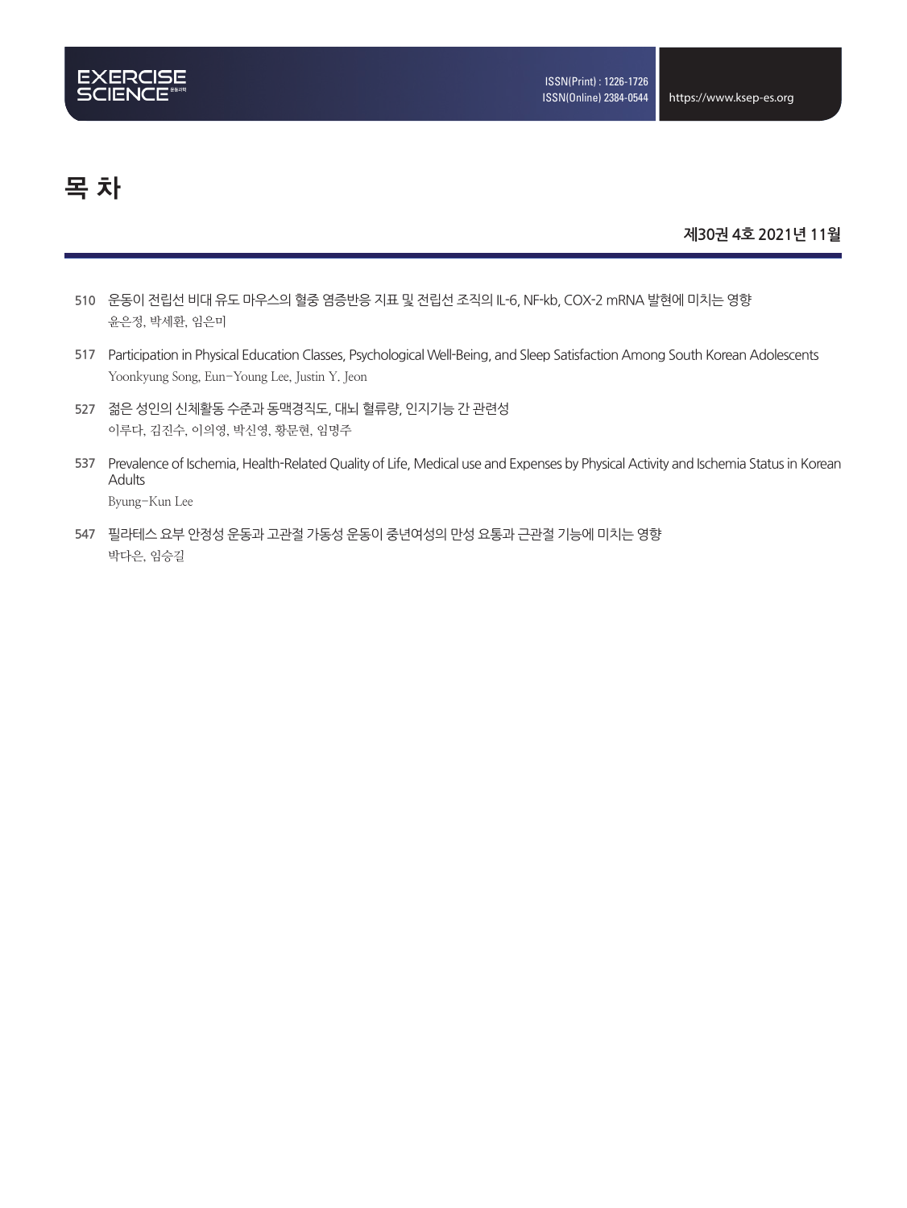# 목 차

**제30권 4호 2021년 11월**

510 운동이 전립선 비대 유도 마우스의 혈중 염증반응 지표 및 전립선 조직의 IL-6, NF-kb, COX-2 mRNA 발현에 미치는 영향
윤은정, 박세환, 임은미

517 Participation in Physical Education Classes, Psychological Well-Being, and Sleep Satisfaction Among South Korean Adolescents
Yoonkyung Song, Eun-Young Lee, Justin Y. Jeon

527 젊은 성인의 신체활동 수준과 동맥경직도, 대뇌 혈류량, 인지기능 간 관련성
이루다, 김진수, 이의영, 박신영, 황문현, 임명주

537 Prevalence of Ischemia, Health-Related Quality of Life, Medical use and Expenses by Physical Activity and Ischemia Status in Korean Adults
Byung-Kun Lee

547 필라테스 요부 안정성 운동과 고관절 가동성 운동이 중년여성의 만성 요통과 근관절 기능에 미치는 영향
박다은, 임승길